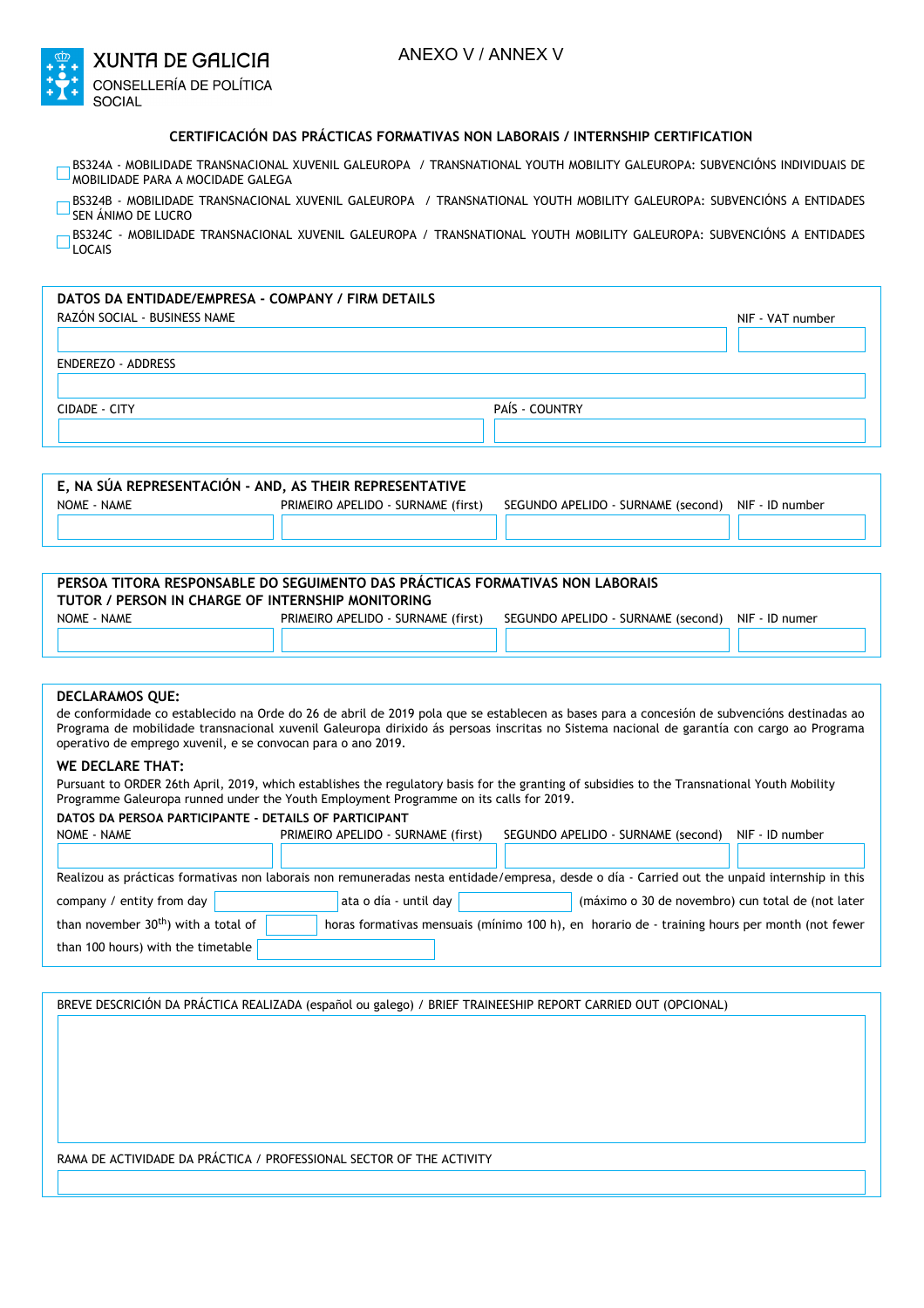XUNTA DE GALICIA
CONSELLERÍA DE POLÍTICA SOCIAL

ANEXO V / ANNEX V

## CERTIFICACIÓN DAS PRÁCTICAS FORMATIVAS NON LABORAIS / INTERNSHIP CERTIFICATION

- ☐ BS324A - MOBILIDADE TRANSNACIONAL XUVENIL GALEUROPA / TRANSNATIONAL YOUTH MOBILITY GALEUROPA: SUBVENCIÓNS INDIVIDUAIS DE MOBILIDADE PARA A MOCIDADE GALEGA
- ☐ BS324B - MOBILIDADE TRANSNACIONAL XUVENIL GALEUROPA / TRANSNATIONAL YOUTH MOBILITY GALEUROPA: SUBVENCIÓNS A ENTIDADES SEN ÁNIMO DE LUCRO
- ☐ BS324C - MOBILIDADE TRANSNACIONAL XUVENIL GALEUROPA / TRANSNATIONAL YOUTH MOBILITY GALEUROPA: SUBVENCIÓNS A ENTIDADES LOCAIS

### DATOS DA ENTIDADE/EMPRESA - COMPANY / FIRM DETAILS

| RAZÓN SOCIAL - BUSINESS NAME | NIF - VAT number |
|---|---|
| | |

| ENDEREZO - ADDRESS |
|---|
| |

| CIDADE - CITY | PAÍS - COUNTRY |
|---|---|
| | |

### E, NA SÚA REPRESENTACIÓN - AND, AS THEIR REPRESENTATIVE

| NOME - NAME | PRIMEIRO APELIDO - SURNAME (first) | SEGUNDO APELIDO - SURNAME (second) | NIF - ID number |
|---|---|---|---|
| | | | |

### PERSOA TITORA RESPONSABLE DO SEGUIMENTO DAS PRÁCTICAS FORMATIVAS NON LABORAIS TUTOR / PERSON IN CHARGE OF INTERNSHIP MONITORING

| NOME - NAME | PRIMEIRO APELIDO - SURNAME (first) | SEGUNDO APELIDO - SURNAME (second) | NIF - ID numer |
|---|---|---|---|
| | | | |

### DECLARAMOS QUE:

de conformidade co establecido na Orde do 26 de abril de 2019 pola que se establecen as bases para a concesión de subvencións destinadas ao Programa de mobilidade transnacional xuvenil Galeuropa dirixido ás persoas inscritas no Sistema nacional de garantía con cargo ao Programa operativo de emprego xuvenil, e se convocan para o ano 2019.

### WE DECLARE THAT:

Pursuant to ORDER 26th April, 2019, which establishes the regulatory basis for the granting of subsidies to the Transnational Youth Mobility Programme Galeuropa runned under the Youth Employment Programme on its calls for 2019.

**DATOS DA PERSOA PARTICIPANTE - DETAILS OF PARTICIPANT**

| NOME - NAME | PRIMEIRO APELIDO - SURNAME (first) | SEGUNDO APELIDO - SURNAME (second) | NIF - ID number |
|---|---|---|---|
| | | | |

Realizou as prácticas formativas non laborais non remuneradas nesta entidade/empresa, desde o día - Carried out the unpaid internship in this company / entity from day ____________ ata o día - until day ____________ (máximo o 30 de novembro) cun total de (not later than november 30th) with a total of ______ horas formativas mensuais (mínimo 100 h), en horario de - training hours per month (not fewer than 100 hours) with the timetable ____________

### BREVE DESCRICIÓN DA PRÁCTICA REALIZADA (español ou galego) / BRIEF TRAINEESHIP REPORT CARRIED OUT (OPCIONAL)

| |
|---|
| |

RAMA DE ACTIVIDADE DA PRÁCTICA / PROFESSIONAL SECTOR OF THE ACTIVITY

| |
|---|
| |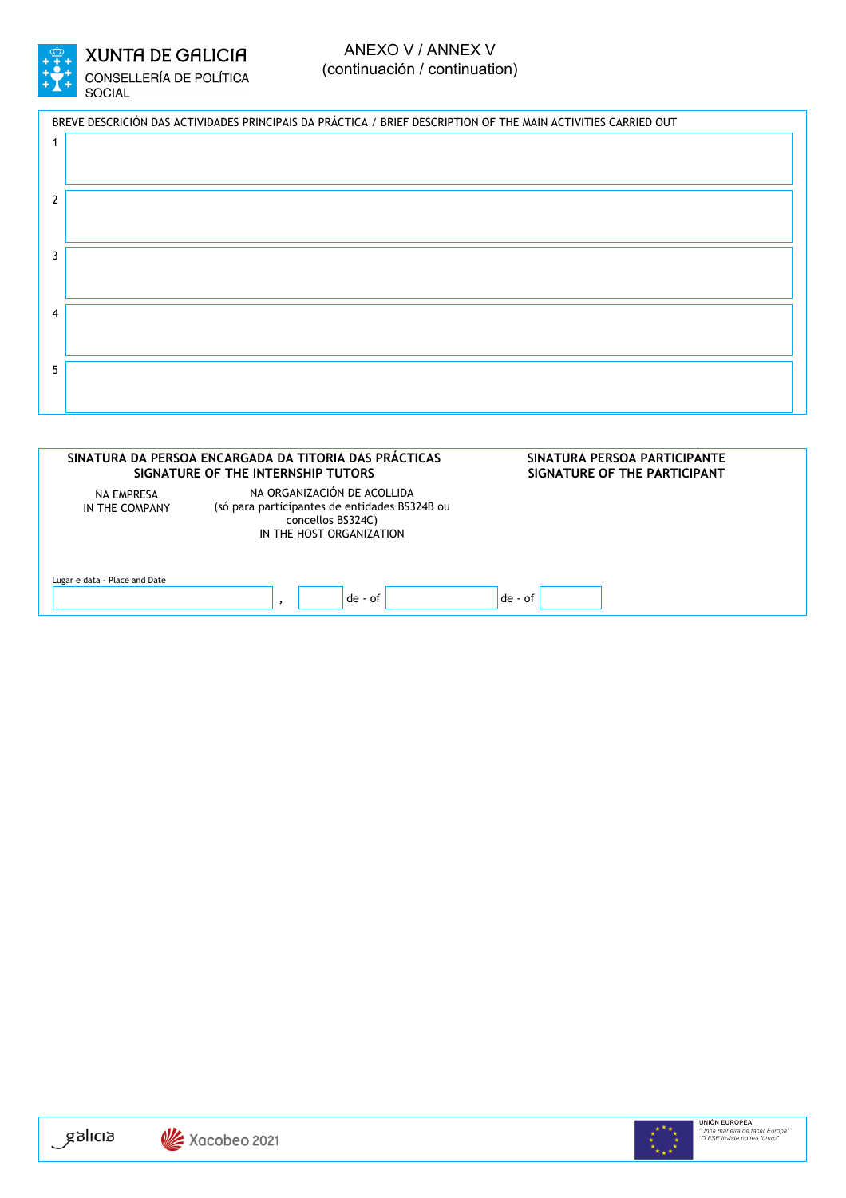XUNTA DE GALICIA
CONSELLERÍA DE POLÍTICA SOCIAL

# ANEXO V / ANNEX V
(continuación / continuation)

BREVE DESCRICIÓN DAS ACTIVIDADES PRINCIPAIS DA PRÁCTICA / BRIEF DESCRIPTION OF THE MAIN ACTIVITIES CARRIED OUT

| | |
|---|---|
| 1 | |
| 2 | |
| 3 | |
| 4 | |
| 5 | |

**SINATURA DA PERSOA ENCARGADA DA TITORIA DAS PRÁCTICAS**
**SIGNATURE OF THE INTERNSHIP TUTORS**

NA EMPRESA
IN THE COMPANY

NA ORGANIZACIÓN DE ACOLLIDA
(só para participantes de entidades BS324B ou concellos BS324C)
IN THE HOST ORGANIZATION

**SINATURA PERSOA PARTICIPANTE**
**SIGNATURE OF THE PARTICIPANT**

Lugar e data - Place and Date

, de - of de - of

galicia
Xacobeo 2021
UNIÓN EUROPEA
"Unha maneira de facer Europa"
"O FSE invisté no teu futuro"